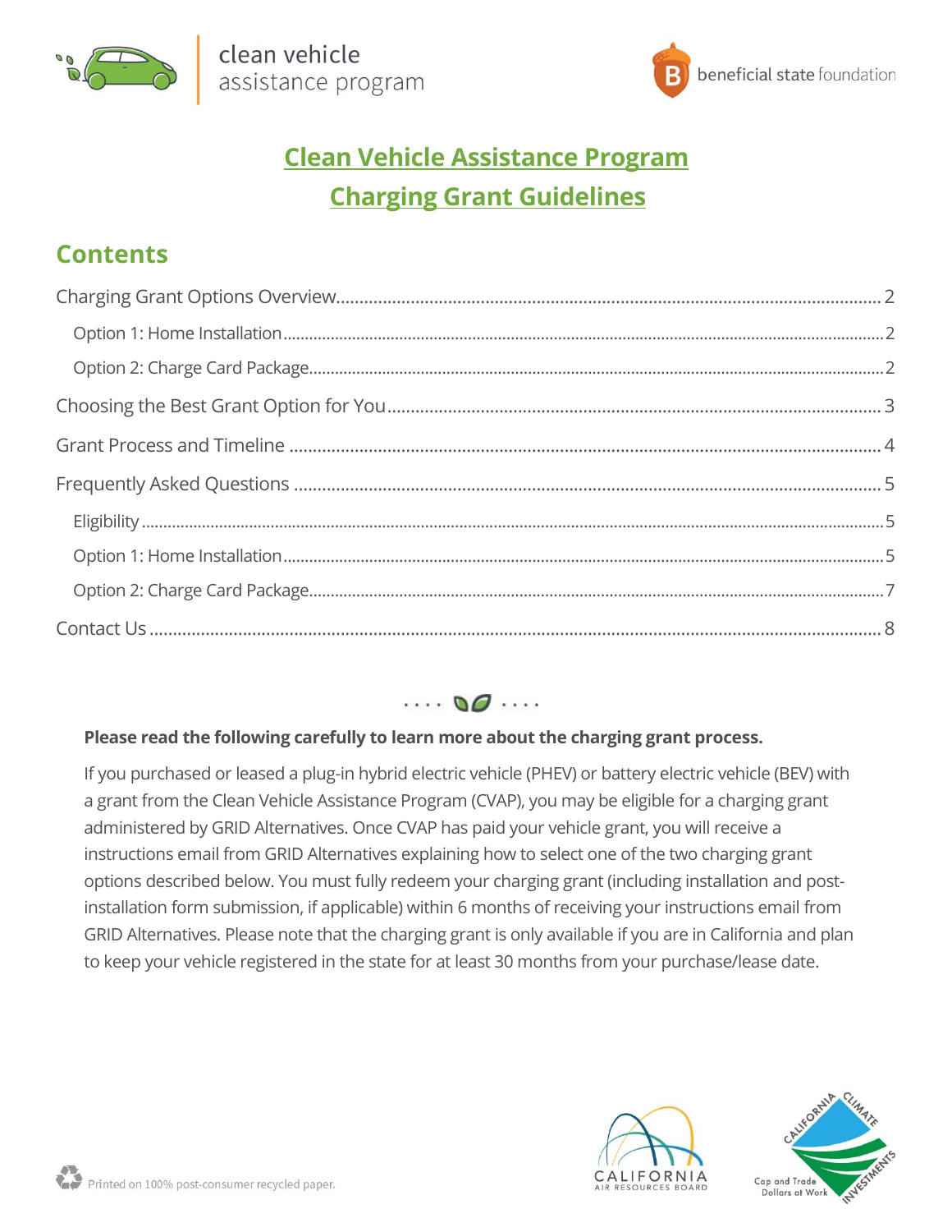clean vehicle assistance program

beneficial state foundation

# Clean Vehicle Assistance Program
# Charging Grant Guidelines

## Contents

- Charging Grant Options Overview ........ 2
  - Option 1: Home Installation ........ 2
  - Option 2: Charge Card Package ........ 2
- Choosing the Best Grant Option for You ........ 3
- Grant Process and Timeline ........ 4
- Frequently Asked Questions ........ 5
  - Eligibility ........ 5
  - Option 1: Home Installation ........ 5
  - Option 2: Charge Card Package ........ 7
- Contact Us ........ 8

**Please read the following carefully to learn more about the charging grant process.**

If you purchased or leased a plug-in hybrid electric vehicle (PHEV) or battery electric vehicle (BEV) with a grant from the Clean Vehicle Assistance Program (CVAP), you may be eligible for a charging grant administered by GRID Alternatives. Once CVAP has paid your vehicle grant, you will receive a instructions email from GRID Alternatives explaining how to select one of the two charging grant options described below. You must fully redeem your charging grant (including installation and post-installation form submission, if applicable) within 6 months of receiving your instructions email from GRID Alternatives. Please note that the charging grant is only available if you are in California and plan to keep your vehicle registered in the state for at least 30 months from your purchase/lease date.

Printed on 100% post-consumer recycled paper.

CALIFORNIA AIR RESOURCES BOARD

CALIFORNIA CLIMATE INVESTMENTS — Cap and Trade Dollars at Work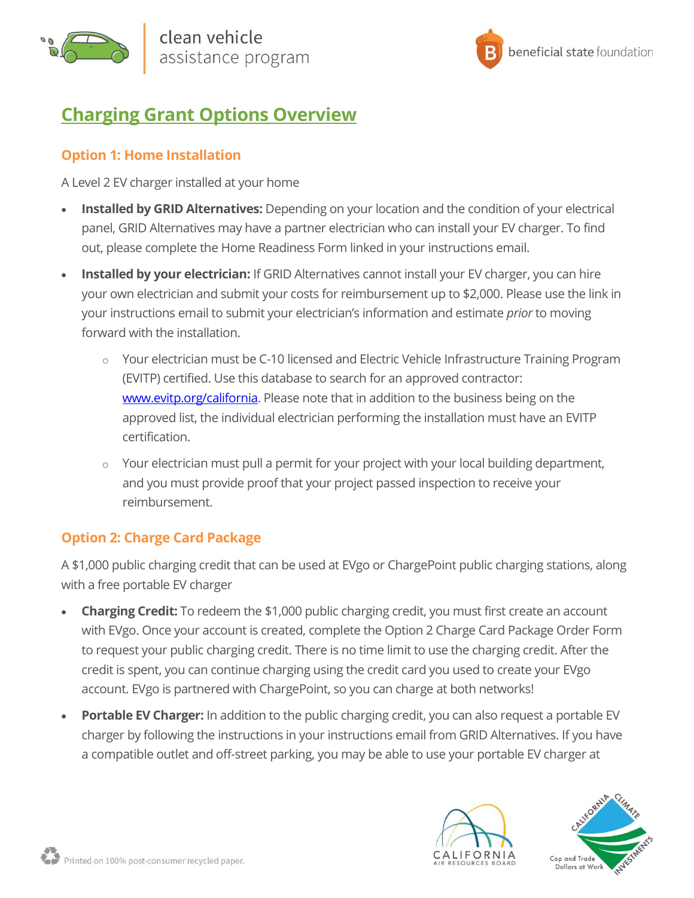## Charging Grant Options Overview

### Option 1: Home Installation

A Level 2 EV charger installed at your home

- **Installed by GRID Alternatives:** Depending on your location and the condition of your electrical panel, GRID Alternatives may have a partner electrician who can install your EV charger. To find out, please complete the Home Readiness Form linked in your instructions email.
- **Installed by your electrician:** If GRID Alternatives cannot install your EV charger, you can hire your own electrician and submit your costs for reimbursement up to $2,000. Please use the link in your instructions email to submit your electrician's information and estimate *prior* to moving forward with the installation.
  - Your electrician must be C-10 licensed and Electric Vehicle Infrastructure Training Program (EVITP) certified. Use this database to search for an approved contractor: [www.evitp.org/california](www.evitp.org/california). Please note that in addition to the business being on the approved list, the individual electrician performing the installation must have an EVITP certification.
  - Your electrician must pull a permit for your project with your local building department, and you must provide proof that your project passed inspection to receive your reimbursement.

### Option 2: Charge Card Package

A $1,000 public charging credit that can be used at EVgo or ChargePoint public charging stations, along with a free portable EV charger

- **Charging Credit:** To redeem the $1,000 public charging credit, you must first create an account with EVgo. Once your account is created, complete the Option 2 Charge Card Package Order Form to request your public charging credit. There is no time limit to use the charging credit. After the credit is spent, you can continue charging using the credit card you used to create your EVgo account. EVgo is partnered with ChargePoint, so you can charge at both networks!
- **Portable EV Charger:** In addition to the public charging credit, you can also request a portable EV charger by following the instructions in your instructions email from GRID Alternatives. If you have a compatible outlet and off-street parking, you may be able to use your portable EV charger at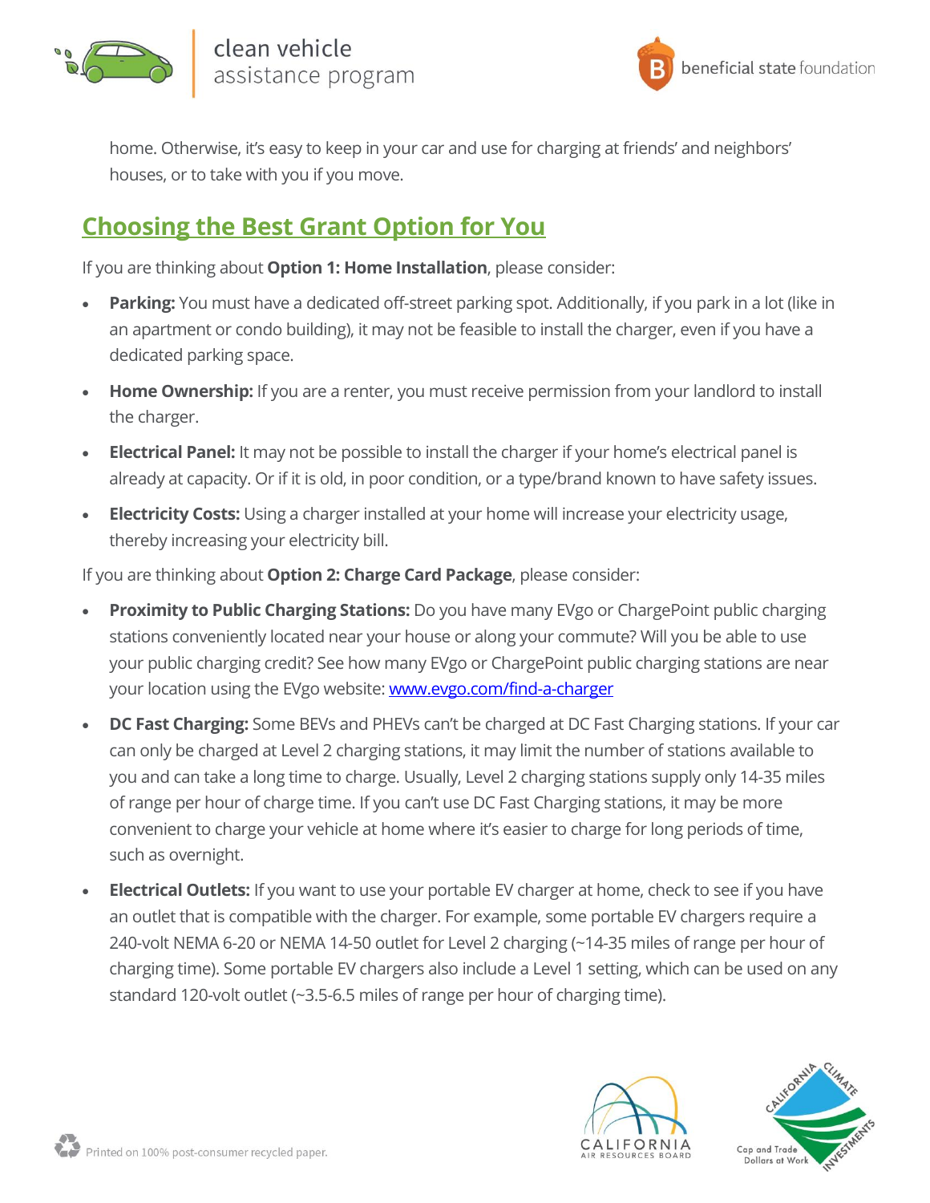home. Otherwise, it's easy to keep in your car and use for charging at friends' and neighbors' houses, or to take with you if you move.

## Choosing the Best Grant Option for You

If you are thinking about **Option 1: Home Installation**, please consider:

- **Parking:** You must have a dedicated off-street parking spot. Additionally, if you park in a lot (like in an apartment or condo building), it may not be feasible to install the charger, even if you have a dedicated parking space.
- **Home Ownership:** If you are a renter, you must receive permission from your landlord to install the charger.
- **Electrical Panel:** It may not be possible to install the charger if your home's electrical panel is already at capacity. Or if it is old, in poor condition, or a type/brand known to have safety issues.
- **Electricity Costs:** Using a charger installed at your home will increase your electricity usage, thereby increasing your electricity bill.

If you are thinking about **Option 2: Charge Card Package**, please consider:

- **Proximity to Public Charging Stations:** Do you have many EVgo or ChargePoint public charging stations conveniently located near your house or along your commute? Will you be able to use your public charging credit? See how many EVgo or ChargePoint public charging stations are near your location using the EVgo website: [www.evgo.com/find-a-charger](www.evgo.com/find-a-charger)
- **DC Fast Charging:** Some BEVs and PHEVs can't be charged at DC Fast Charging stations. If your car can only be charged at Level 2 charging stations, it may limit the number of stations available to you and can take a long time to charge. Usually, Level 2 charging stations supply only 14-35 miles of range per hour of charge time. If you can't use DC Fast Charging stations, it may be more convenient to charge your vehicle at home where it's easier to charge for long periods of time, such as overnight.
- **Electrical Outlets:** If you want to use your portable EV charger at home, check to see if you have an outlet that is compatible with the charger. For example, some portable EV chargers require a 240-volt NEMA 6-20 or NEMA 14-50 outlet for Level 2 charging (~14-35 miles of range per hour of charging time). Some portable EV chargers also include a Level 1 setting, which can be used on any standard 120-volt outlet (~3.5-6.5 miles of range per hour of charging time).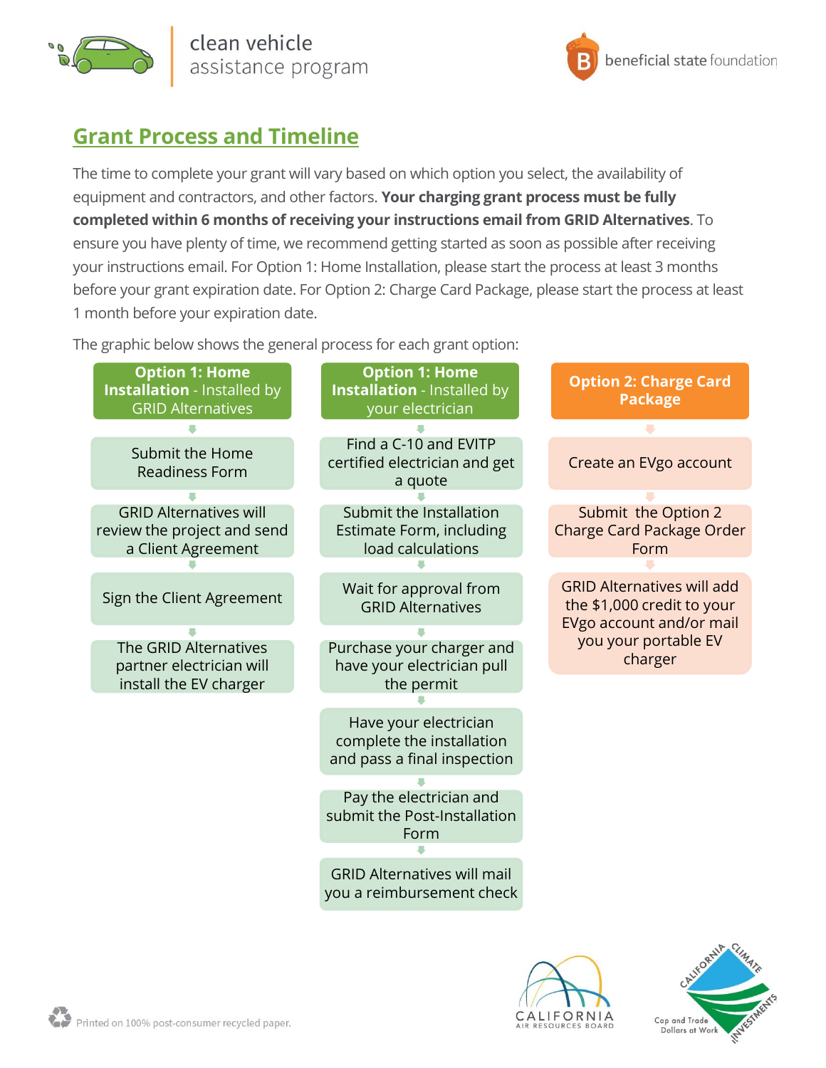## Grant Process and Timeline

The time to complete your grant will vary based on which option you select, the availability of equipment and contractors, and other factors. **Your charging grant process must be fully completed within 6 months of receiving your instructions email from GRID Alternatives**. To ensure you have plenty of time, we recommend getting started as soon as possible after receiving your instructions email. For Option 1: Home Installation, please start the process at least 3 months before your grant expiration date. For Option 2: Charge Card Package, please start the process at least 1 month before your expiration date.

The graphic below shows the general process for each grant option:

**Option 1: Home Installation** - Installed by GRID Alternatives

1. Submit the Home Readiness Form
2. GRID Alternatives will review the project and send a Client Agreement
3. Sign the Client Agreement
4. The GRID Alternatives partner electrician will install the EV charger

**Option 1: Home Installation** - Installed by your electrician

1. Find a C-10 and EVITP certified electrician and get a quote
2. Submit the Installation Estimate Form, including load calculations
3. Wait for approval from GRID Alternatives
4. Purchase your charger and have your electrician pull the permit
5. Have your electrician complete the installation and pass a final inspection
6. Pay the electrician and submit the Post-Installation Form
7. GRID Alternatives will mail you a reimbursement check

**Option 2: Charge Card Package**

1. Create an EVgo account
2. Submit the Option 2 Charge Card Package Order Form
3. GRID Alternatives will add the $1,000 credit to your EVgo account and/or mail you your portable EV charger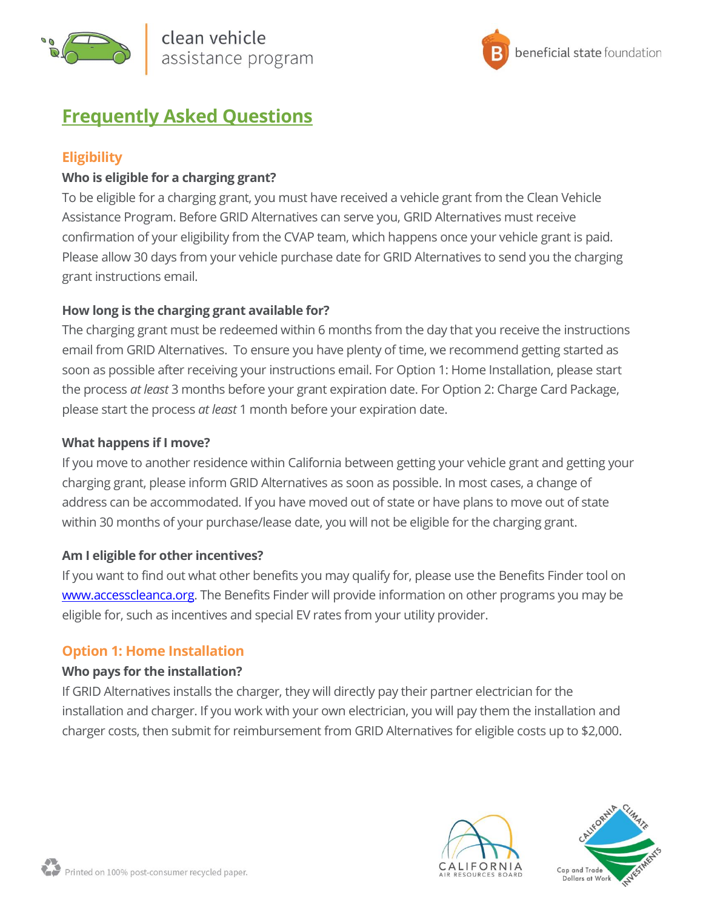# Frequently Asked Questions

## Eligibility

**Who is eligible for a charging grant?**

To be eligible for a charging grant, you must have received a vehicle grant from the Clean Vehicle Assistance Program. Before GRID Alternatives can serve you, GRID Alternatives must receive confirmation of your eligibility from the CVAP team, which happens once your vehicle grant is paid. Please allow 30 days from your vehicle purchase date for GRID Alternatives to send you the charging grant instructions email.

**How long is the charging grant available for?**

The charging grant must be redeemed within 6 months from the day that you receive the instructions email from GRID Alternatives. To ensure you have plenty of time, we recommend getting started as soon as possible after receiving your instructions email. For Option 1: Home Installation, please start the process *at least* 3 months before your grant expiration date. For Option 2: Charge Card Package, please start the process *at least* 1 month before your expiration date.

**What happens if I move?**

If you move to another residence within California between getting your vehicle grant and getting your charging grant, please inform GRID Alternatives as soon as possible. In most cases, a change of address can be accommodated. If you have moved out of state or have plans to move out of state within 30 months of your purchase/lease date, you will not be eligible for the charging grant.

**Am I eligible for other incentives?**

If you want to find out what other benefits you may qualify for, please use the Benefits Finder tool on [www.accesscleanca.org](http://www.accesscleanca.org). The Benefits Finder will provide information on other programs you may be eligible for, such as incentives and special EV rates from your utility provider.

## Option 1: Home Installation

**Who pays for the installation?**

If GRID Alternatives installs the charger, they will directly pay their partner electrician for the installation and charger. If you work with your own electrician, you will pay them the installation and charger costs, then submit for reimbursement from GRID Alternatives for eligible costs up to $2,000.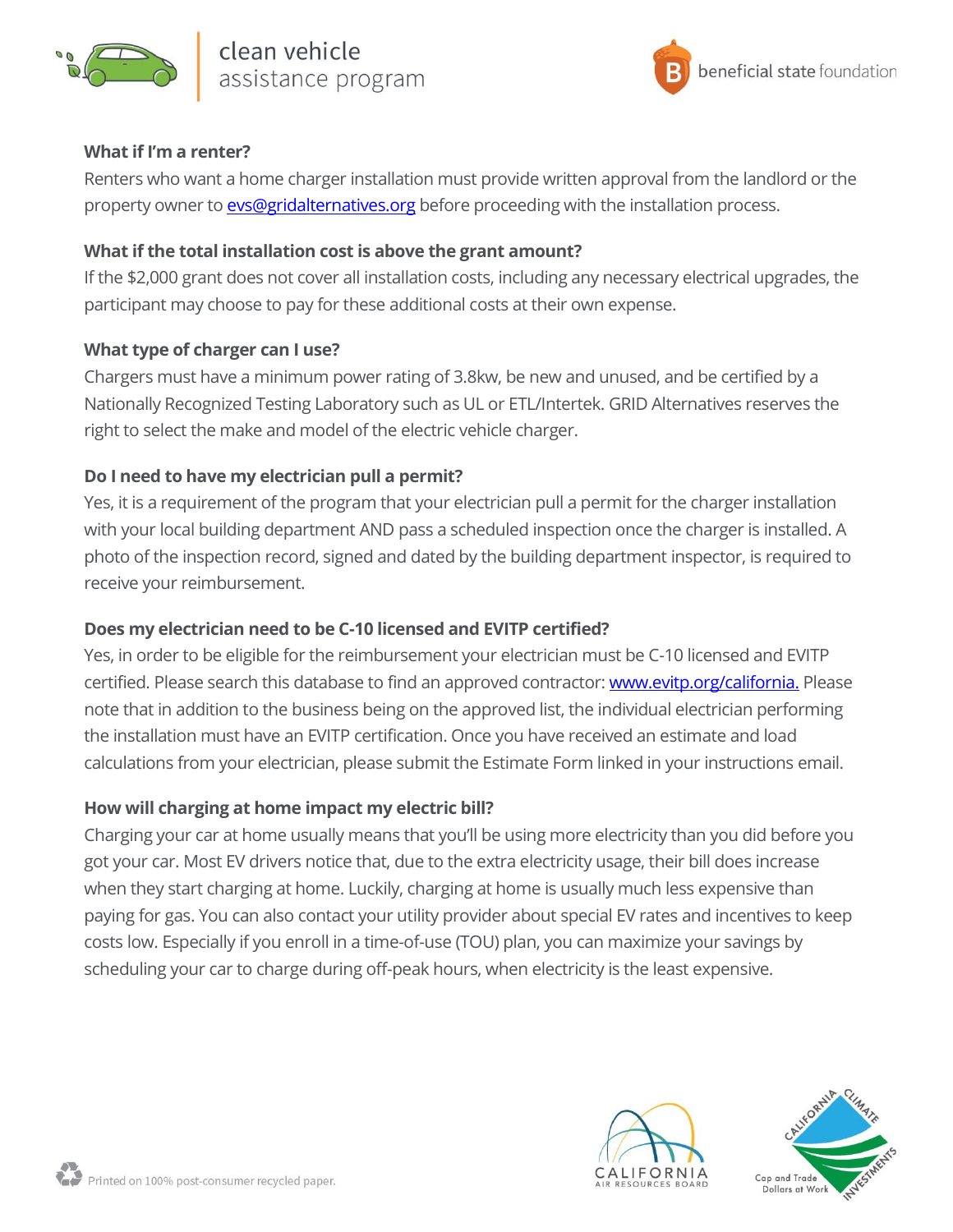### What if I'm a renter?

Renters who want a home charger installation must provide written approval from the landlord or the property owner to [evs@gridalternatives.org](mailto:evs@gridalternatives.org) before proceeding with the installation process.

### What if the total installation cost is above the grant amount?

If the $2,000 grant does not cover all installation costs, including any necessary electrical upgrades, the participant may choose to pay for these additional costs at their own expense.

### What type of charger can I use?

Chargers must have a minimum power rating of 3.8kw, be new and unused, and be certified by a Nationally Recognized Testing Laboratory such as UL or ETL/Intertek. GRID Alternatives reserves the right to select the make and model of the electric vehicle charger.

### Do I need to have my electrician pull a permit?

Yes, it is a requirement of the program that your electrician pull a permit for the charger installation with your local building department AND pass a scheduled inspection once the charger is installed. A photo of the inspection record, signed and dated by the building department inspector, is required to receive your reimbursement.

### Does my electrician need to be C-10 licensed and EVITP certified?

Yes, in order to be eligible for the reimbursement your electrician must be C-10 licensed and EVITP certified. Please search this database to find an approved contractor: [www.evitp.org/california.](http://www.evitp.org/california) Please note that in addition to the business being on the approved list, the individual electrician performing the installation must have an EVITP certification. Once you have received an estimate and load calculations from your electrician, please submit the Estimate Form linked in your instructions email.

### How will charging at home impact my electric bill?

Charging your car at home usually means that you'll be using more electricity than you did before you got your car. Most EV drivers notice that, due to the extra electricity usage, their bill does increase when they start charging at home. Luckily, charging at home is usually much less expensive than paying for gas. You can also contact your utility provider about special EV rates and incentives to keep costs low. Especially if you enroll in a time-of-use (TOU) plan, you can maximize your savings by scheduling your car to charge during off-peak hours, when electricity is the least expensive.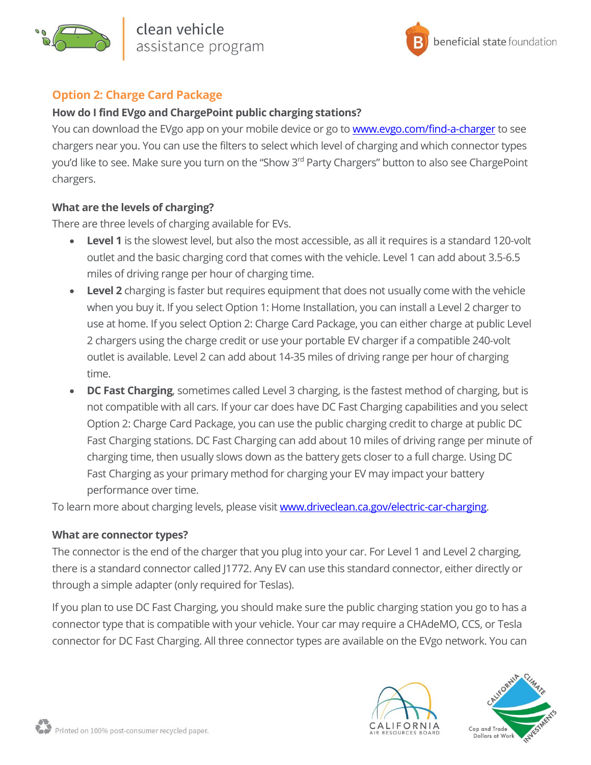## Option 2: Charge Card Package

### How do I find EVgo and ChargePoint public charging stations?

You can download the EVgo app on your mobile device or go to [www.evgo.com/find-a-charger](www.evgo.com/find-a-charger) to see chargers near you. You can use the filters to select which level of charging and which connector types you'd like to see. Make sure you turn on the "Show 3rd Party Chargers" button to also see ChargePoint chargers.

### What are the levels of charging?

There are three levels of charging available for EVs.

- **Level 1** is the slowest level, but also the most accessible, as all it requires is a standard 120-volt outlet and the basic charging cord that comes with the vehicle. Level 1 can add about 3.5-6.5 miles of driving range per hour of charging time.
- **Level 2** charging is faster but requires equipment that does not usually come with the vehicle when you buy it. If you select Option 1: Home Installation, you can install a Level 2 charger to use at home. If you select Option 2: Charge Card Package, you can either charge at public Level 2 chargers using the charge credit or use your portable EV charger if a compatible 240-volt outlet is available. Level 2 can add about 14-35 miles of driving range per hour of charging time.
- **DC Fast Charging**, sometimes called Level 3 charging, is the fastest method of charging, but is not compatible with all cars. If your car does have DC Fast Charging capabilities and you select Option 2: Charge Card Package, you can use the public charging credit to charge at public DC Fast Charging stations. DC Fast Charging can add about 10 miles of driving range per minute of charging time, then usually slows down as the battery gets closer to a full charge. Using DC Fast Charging as your primary method for charging your EV may impact your battery performance over time.

To learn more about charging levels, please visit [www.driveclean.ca.gov/electric-car-charging](www.driveclean.ca.gov/electric-car-charging).

### What are connector types?

The connector is the end of the charger that you plug into your car. For Level 1 and Level 2 charging, there is a standard connector called J1772. Any EV can use this standard connector, either directly or through a simple adapter (only required for Teslas).

If you plan to use DC Fast Charging, you should make sure the public charging station you go to has a connector type that is compatible with your vehicle. Your car may require a CHAdeMO, CCS, or Tesla connector for DC Fast Charging. All three connector types are available on the EVgo network. You can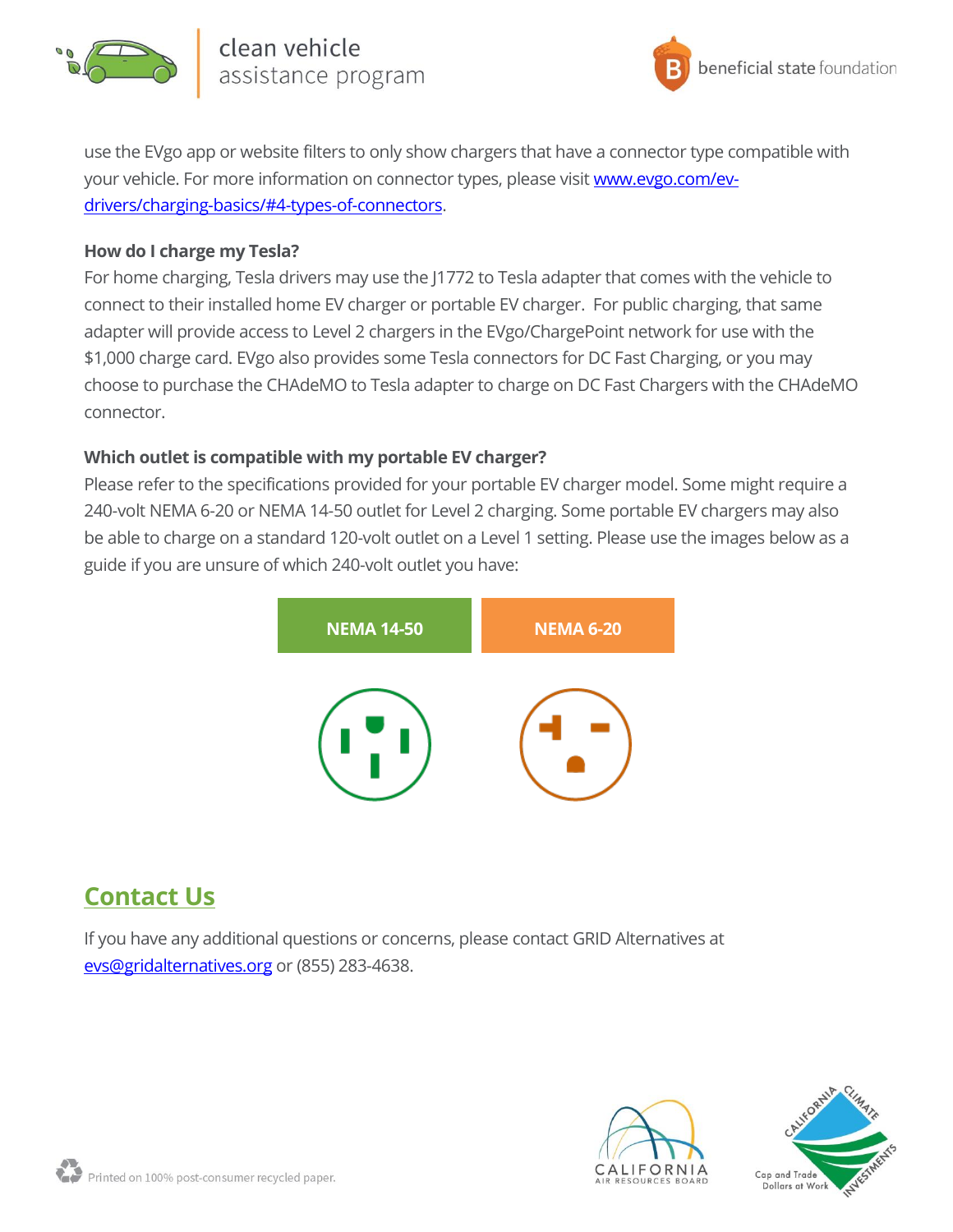use the EVgo app or website filters to only show chargers that have a connector type compatible with your vehicle. For more information on connector types, please visit [www.evgo.com/ev-drivers/charging-basics/#4-types-of-connectors](www.evgo.com/ev-drivers/charging-basics/#4-types-of-connectors).

**How do I charge my Tesla?**

For home charging, Tesla drivers may use the J1772 to Tesla adapter that comes with the vehicle to connect to their installed home EV charger or portable EV charger. For public charging, that same adapter will provide access to Level 2 chargers in the EVgo/ChargePoint network for use with the $1,000 charge card. EVgo also provides some Tesla connectors for DC Fast Charging, or you may choose to purchase the CHAdeMO to Tesla adapter to charge on DC Fast Chargers with the CHAdeMO connector.

**Which outlet is compatible with my portable EV charger?**

Please refer to the specifications provided for your portable EV charger model. Some might require a 240-volt NEMA 6-20 or NEMA 14-50 outlet for Level 2 charging. Some portable EV chargers may also be able to charge on a standard 120-volt outlet on a Level 1 setting. Please use the images below as a guide if you are unsure of which 240-volt outlet you have:

NEMA 14-50

NEMA 6-20

## Contact Us

If you have any additional questions or concerns, please contact GRID Alternatives at [evs@gridalternatives.org](mailto:evs@gridalternatives.org) or (855) 283-4638.

Printed on 100% post-consumer recycled paper.